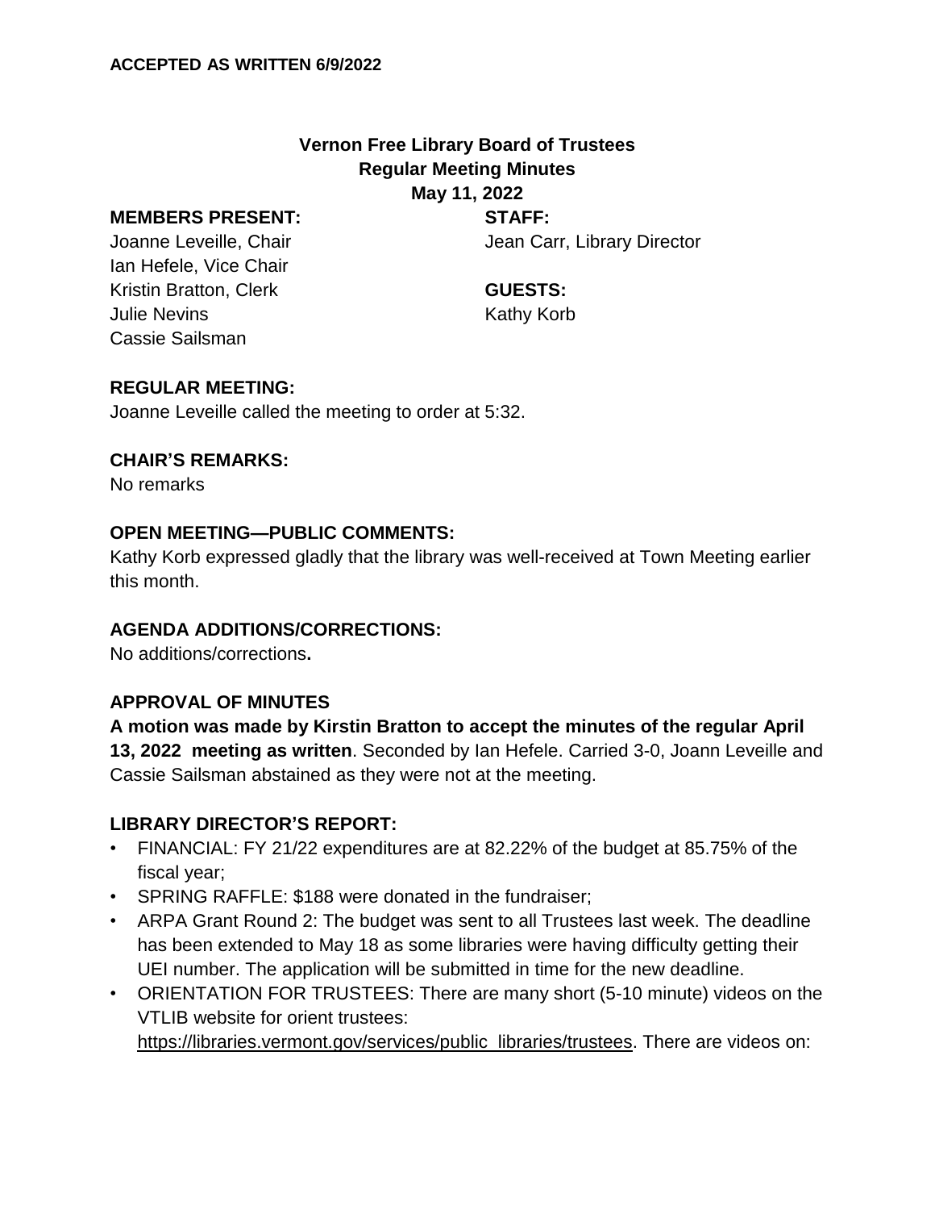**ACCEPTED AS WRITTEN 6/9/2022**

# Vernon Free Library Board of Trustees
## Regular Meeting Minutes
### May 11, 2022

**MEMBERS PRESENT:**
Joanne Leveille, Chair
Ian Hefele, Vice Chair
Kristin Bratton, Clerk
Julie Nevins
Cassie Sailsman

**STAFF:**
Jean Carr, Library Director

**GUESTS:**
Kathy Korb

**REGULAR MEETING:**
Joanne Leveille called the meeting to order at 5:32.

**CHAIR'S REMARKS:**
No remarks

**OPEN MEETING—PUBLIC COMMENTS:**
Kathy Korb expressed gladly that the library was well-received at Town Meeting earlier this month.

**AGENDA ADDITIONS/CORRECTIONS:**
No additions/corrections**.**

**APPROVAL OF MINUTES**
**A motion was made by Kirstin Bratton to accept the minutes of the regular April 13, 2022 meeting as written**. Seconded by Ian Hefele. Carried 3-0, Joann Leveille and Cassie Sailsman abstained as they were not at the meeting.

**LIBRARY DIRECTOR'S REPORT:**

- FINANCIAL: FY 21/22 expenditures are at 82.22% of the budget at 85.75% of the fiscal year;
- SPRING RAFFLE: $188 were donated in the fundraiser;
- ARPA Grant Round 2: The budget was sent to all Trustees last week. The deadline has been extended to May 18 as some libraries were having difficulty getting their UEI number. The application will be submitted in time for the new deadline.
- ORIENTATION FOR TRUSTEES: There are many short (5-10 minute) videos on the VTLIB website for orient trustees: https://libraries.vermont.gov/services/public_libraries/trustees. There are videos on: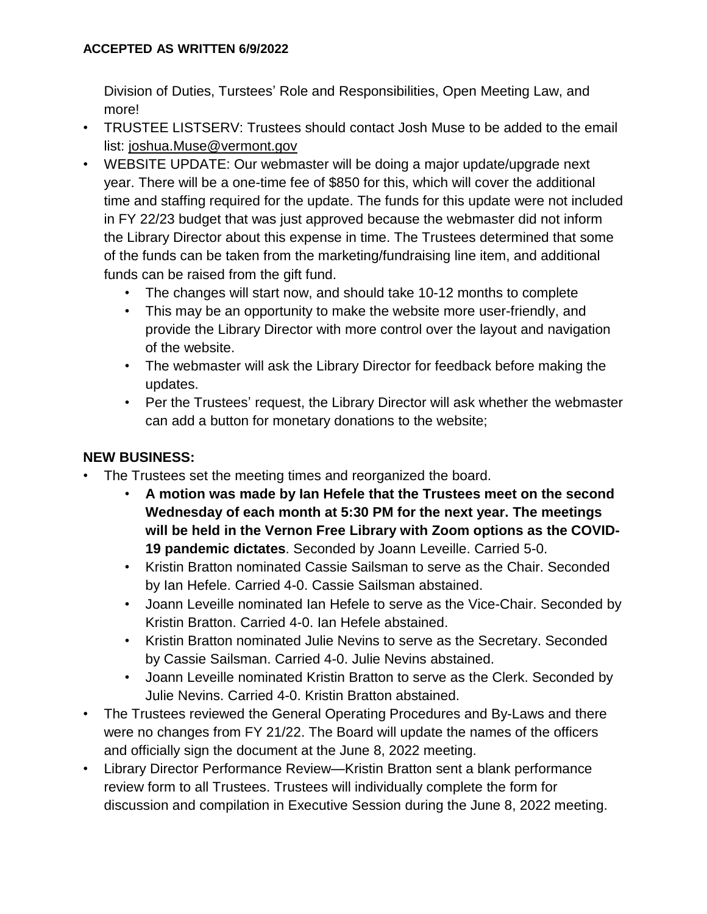**ACCEPTED AS WRITTEN 6/9/2022**

Division of Duties, Turstees' Role and Responsibilities, Open Meeting Law, and more!

- TRUSTEE LISTSERV: Trustees should contact Josh Muse to be added to the email list: joshua.Muse@vermont.gov
- WEBSITE UPDATE: Our webmaster will be doing a major update/upgrade next year. There will be a one-time fee of $850 for this, which will cover the additional time and staffing required for the update. The funds for this update were not included in FY 22/23 budget that was just approved because the webmaster did not inform the Library Director about this expense in time. The Trustees determined that some of the funds can be taken from the marketing/fundraising line item, and additional funds can be raised from the gift fund.
    - The changes will start now, and should take 10-12 months to complete
    - This may be an opportunity to make the website more user-friendly, and provide the Library Director with more control over the layout and navigation of the website.
    - The webmaster will ask the Library Director for feedback before making the updates.
    - Per the Trustees' request, the Library Director will ask whether the webmaster can add a button for monetary donations to the website;

**NEW BUSINESS:**

- The Trustees set the meeting times and reorganized the board.
    - **A motion was made by Ian Hefele that the Trustees meet on the second Wednesday of each month at 5:30 PM for the next year. The meetings will be held in the Vernon Free Library with Zoom options as the COVID-19 pandemic dictates**. Seconded by Joann Leveille. Carried 5-0.
    - Kristin Bratton nominated Cassie Sailsman to serve as the Chair. Seconded by Ian Hefele. Carried 4-0. Cassie Sailsman abstained.
    - Joann Leveille nominated Ian Hefele to serve as the Vice-Chair. Seconded by Kristin Bratton. Carried 4-0. Ian Hefele abstained.
    - Kristin Bratton nominated Julie Nevins to serve as the Secretary. Seconded by Cassie Sailsman. Carried 4-0. Julie Nevins abstained.
    - Joann Leveille nominated Kristin Bratton to serve as the Clerk. Seconded by Julie Nevins. Carried 4-0. Kristin Bratton abstained.
- The Trustees reviewed the General Operating Procedures and By-Laws and there were no changes from FY 21/22. The Board will update the names of the officers and officially sign the document at the June 8, 2022 meeting.
- Library Director Performance Review—Kristin Bratton sent a blank performance review form to all Trustees. Trustees will individually complete the form for discussion and compilation in Executive Session during the June 8, 2022 meeting.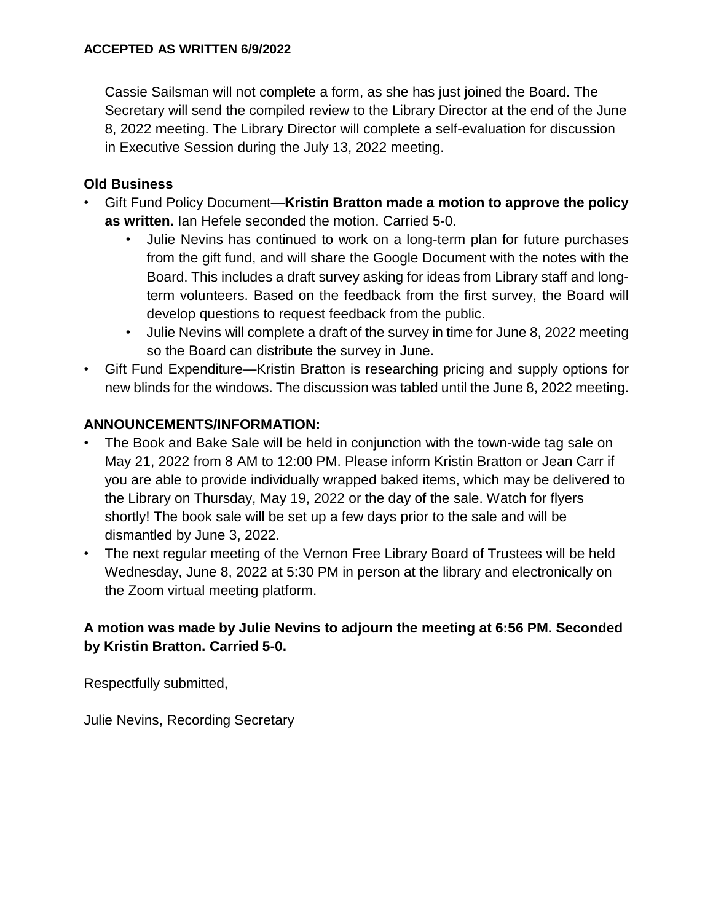**ACCEPTED AS WRITTEN 6/9/2022**

Cassie Sailsman will not complete a form, as she has just joined the Board. The Secretary will send the compiled review to the Library Director at the end of the June 8, 2022 meeting. The Library Director will complete a self-evaluation for discussion in Executive Session during the July 13, 2022 meeting.

### Old Business

- Gift Fund Policy Document—**Kristin Bratton made a motion to approve the policy as written.** Ian Hefele seconded the motion. Carried 5-0.
  - Julie Nevins has continued to work on a long-term plan for future purchases from the gift fund, and will share the Google Document with the notes with the Board. This includes a draft survey asking for ideas from Library staff and long-term volunteers. Based on the feedback from the first survey, the Board will develop questions to request feedback from the public.
  - Julie Nevins will complete a draft of the survey in time for June 8, 2022 meeting so the Board can distribute the survey in June.
- Gift Fund Expenditure—Kristin Bratton is researching pricing and supply options for new blinds for the windows. The discussion was tabled until the June 8, 2022 meeting.

### ANNOUNCEMENTS/INFORMATION:

- The Book and Bake Sale will be held in conjunction with the town-wide tag sale on May 21, 2022 from 8 AM to 12:00 PM. Please inform Kristin Bratton or Jean Carr if you are able to provide individually wrapped baked items, which may be delivered to the Library on Thursday, May 19, 2022 or the day of the sale. Watch for flyers shortly! The book sale will be set up a few days prior to the sale and will be dismantled by June 3, 2022.
- The next regular meeting of the Vernon Free Library Board of Trustees will be held Wednesday, June 8, 2022 at 5:30 PM in person at the library and electronically on the Zoom virtual meeting platform.

**A motion was made by Julie Nevins to adjourn the meeting at 6:56 PM. Seconded by Kristin Bratton. Carried 5-0.**

Respectfully submitted,

Julie Nevins, Recording Secretary